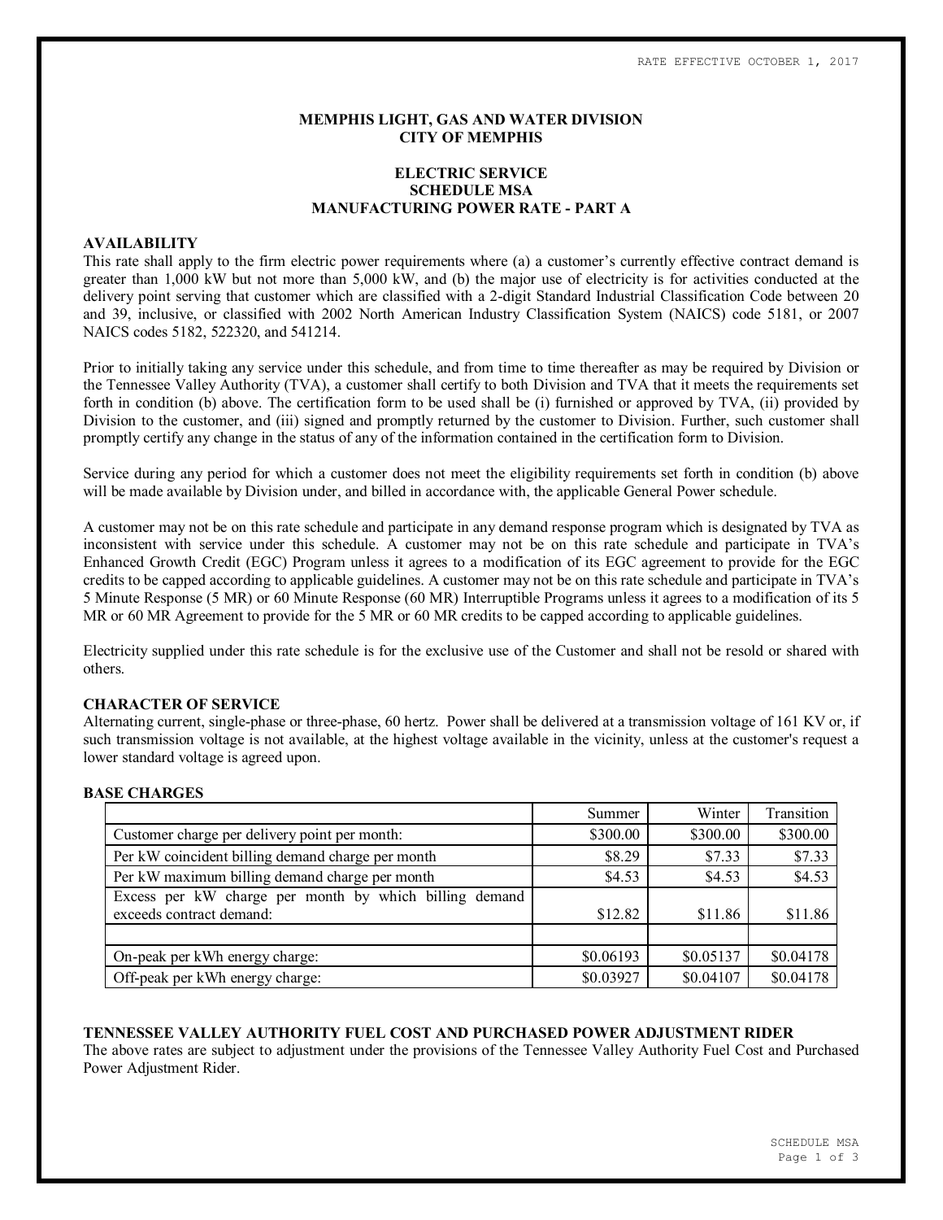RATE EFFECTIVE OCTOBER 1, 2017

**MEMPHIS LIGHT, GAS AND WATER DIVISION**
**CITY OF MEMPHIS**

**ELECTRIC SERVICE**
**SCHEDULE MSA**
**MANUFACTURING POWER RATE - PART A**

## AVAILABILITY

This rate shall apply to the firm electric power requirements where (a) a customer's currently effective contract demand is greater than 1,000 kW but not more than 5,000 kW, and (b) the major use of electricity is for activities conducted at the delivery point serving that customer which are classified with a 2-digit Standard Industrial Classification Code between 20 and 39, inclusive, or classified with 2002 North American Industry Classification System (NAICS) code 5181, or 2007 NAICS codes 5182, 522320, and 541214.

Prior to initially taking any service under this schedule, and from time to time thereafter as may be required by Division or the Tennessee Valley Authority (TVA), a customer shall certify to both Division and TVA that it meets the requirements set forth in condition (b) above. The certification form to be used shall be (i) furnished or approved by TVA, (ii) provided by Division to the customer, and (iii) signed and promptly returned by the customer to Division. Further, such customer shall promptly certify any change in the status of any of the information contained in the certification form to Division.

Service during any period for which a customer does not meet the eligibility requirements set forth in condition (b) above will be made available by Division under, and billed in accordance with, the applicable General Power schedule.

A customer may not be on this rate schedule and participate in any demand response program which is designated by TVA as inconsistent with service under this schedule. A customer may not be on this rate schedule and participate in TVA's Enhanced Growth Credit (EGC) Program unless it agrees to a modification of its EGC agreement to provide for the EGC credits to be capped according to applicable guidelines. A customer may not be on this rate schedule and participate in TVA's 5 Minute Response (5 MR) or 60 Minute Response (60 MR) Interruptible Programs unless it agrees to a modification of its 5 MR or 60 MR Agreement to provide for the 5 MR or 60 MR credits to be capped according to applicable guidelines.

Electricity supplied under this rate schedule is for the exclusive use of the Customer and shall not be resold or shared with others.

## CHARACTER OF SERVICE

Alternating current, single-phase or three-phase, 60 hertz. Power shall be delivered at a transmission voltage of 161 KV or, if such transmission voltage is not available, at the highest voltage available in the vicinity, unless at the customer's request a lower standard voltage is agreed upon.

## BASE CHARGES

| | Summer | Winter | Transition |
|---|---|---|---|
| Customer charge per delivery point per month: | $300.00 | $300.00 | $300.00 |
| Per kW coincident billing demand charge per month | $8.29 | $7.33 | $7.33 |
| Per kW maximum billing demand charge per month | $4.53 | $4.53 | $4.53 |
| Excess per kW charge per month by which billing demand exceeds contract demand: | $12.82 | $11.86 | $11.86 |
| | | | |
| On-peak per kWh energy charge: | $0.06193 | $0.05137 | $0.04178 |
| Off-peak per kWh energy charge: | $0.03927 | $0.04107 | $0.04178 |

## TENNESSEE VALLEY AUTHORITY FUEL COST AND PURCHASED POWER ADJUSTMENT RIDER

The above rates are subject to adjustment under the provisions of the Tennessee Valley Authority Fuel Cost and Purchased Power Adjustment Rider.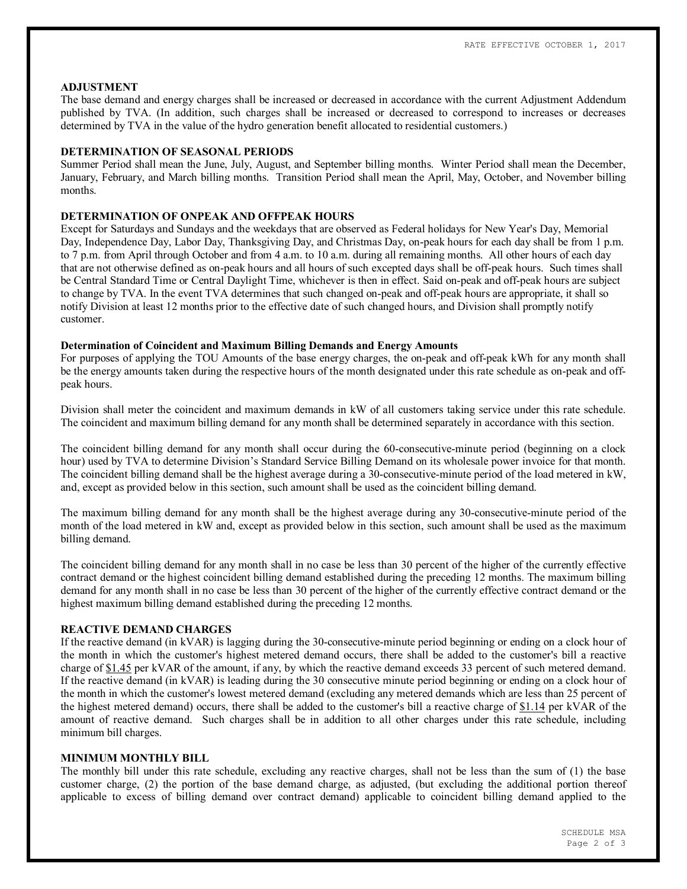## ADJUSTMENT

The base demand and energy charges shall be increased or decreased in accordance with the current Adjustment Addendum published by TVA. (In addition, such charges shall be increased or decreased to correspond to increases or decreases determined by TVA in the value of the hydro generation benefit allocated to residential customers.)

## DETERMINATION OF SEASONAL PERIODS

Summer Period shall mean the June, July, August, and September billing months. Winter Period shall mean the December, January, February, and March billing months. Transition Period shall mean the April, May, October, and November billing months.

## DETERMINATION OF ONPEAK AND OFFPEAK HOURS

Except for Saturdays and Sundays and the weekdays that are observed as Federal holidays for New Year's Day, Memorial Day, Independence Day, Labor Day, Thanksgiving Day, and Christmas Day, on-peak hours for each day shall be from 1 p.m. to 7 p.m. from April through October and from 4 a.m. to 10 a.m. during all remaining months. All other hours of each day that are not otherwise defined as on-peak hours and all hours of such excepted days shall be off-peak hours. Such times shall be Central Standard Time or Central Daylight Time, whichever is then in effect. Said on-peak and off-peak hours are subject to change by TVA. In the event TVA determines that such changed on-peak and off-peak hours are appropriate, it shall so notify Division at least 12 months prior to the effective date of such changed hours, and Division shall promptly notify customer.

### Determination of Coincident and Maximum Billing Demands and Energy Amounts

For purposes of applying the TOU Amounts of the base energy charges, the on-peak and off-peak kWh for any month shall be the energy amounts taken during the respective hours of the month designated under this rate schedule as on-peak and off-peak hours.

Division shall meter the coincident and maximum demands in kW of all customers taking service under this rate schedule. The coincident and maximum billing demand for any month shall be determined separately in accordance with this section.

The coincident billing demand for any month shall occur during the 60-consecutive-minute period (beginning on a clock hour) used by TVA to determine Division's Standard Service Billing Demand on its wholesale power invoice for that month. The coincident billing demand shall be the highest average during a 30-consecutive-minute period of the load metered in kW, and, except as provided below in this section, such amount shall be used as the coincident billing demand.

The maximum billing demand for any month shall be the highest average during any 30-consecutive-minute period of the month of the load metered in kW and, except as provided below in this section, such amount shall be used as the maximum billing demand.

The coincident billing demand for any month shall in no case be less than 30 percent of the higher of the currently effective contract demand or the highest coincident billing demand established during the preceding 12 months. The maximum billing demand for any month shall in no case be less than 30 percent of the higher of the currently effective contract demand or the highest maximum billing demand established during the preceding 12 months.

## REACTIVE DEMAND CHARGES

If the reactive demand (in kVAR) is lagging during the 30-consecutive-minute period beginning or ending on a clock hour of the month in which the customer's highest metered demand occurs, there shall be added to the customer's bill a reactive charge of $1.45 per kVAR of the amount, if any, by which the reactive demand exceeds 33 percent of such metered demand. If the reactive demand (in kVAR) is leading during the 30 consecutive minute period beginning or ending on a clock hour of the month in which the customer's lowest metered demand (excluding any metered demands which are less than 25 percent of the highest metered demand) occurs, there shall be added to the customer's bill a reactive charge of $1.14 per kVAR of the amount of reactive demand. Such charges shall be in addition to all other charges under this rate schedule, including minimum bill charges.

## MINIMUM MONTHLY BILL

The monthly bill under this rate schedule, excluding any reactive charges, shall not be less than the sum of (1) the base customer charge, (2) the portion of the base demand charge, as adjusted, (but excluding the additional portion thereof applicable to excess of billing demand over contract demand) applicable to coincident billing demand applied to the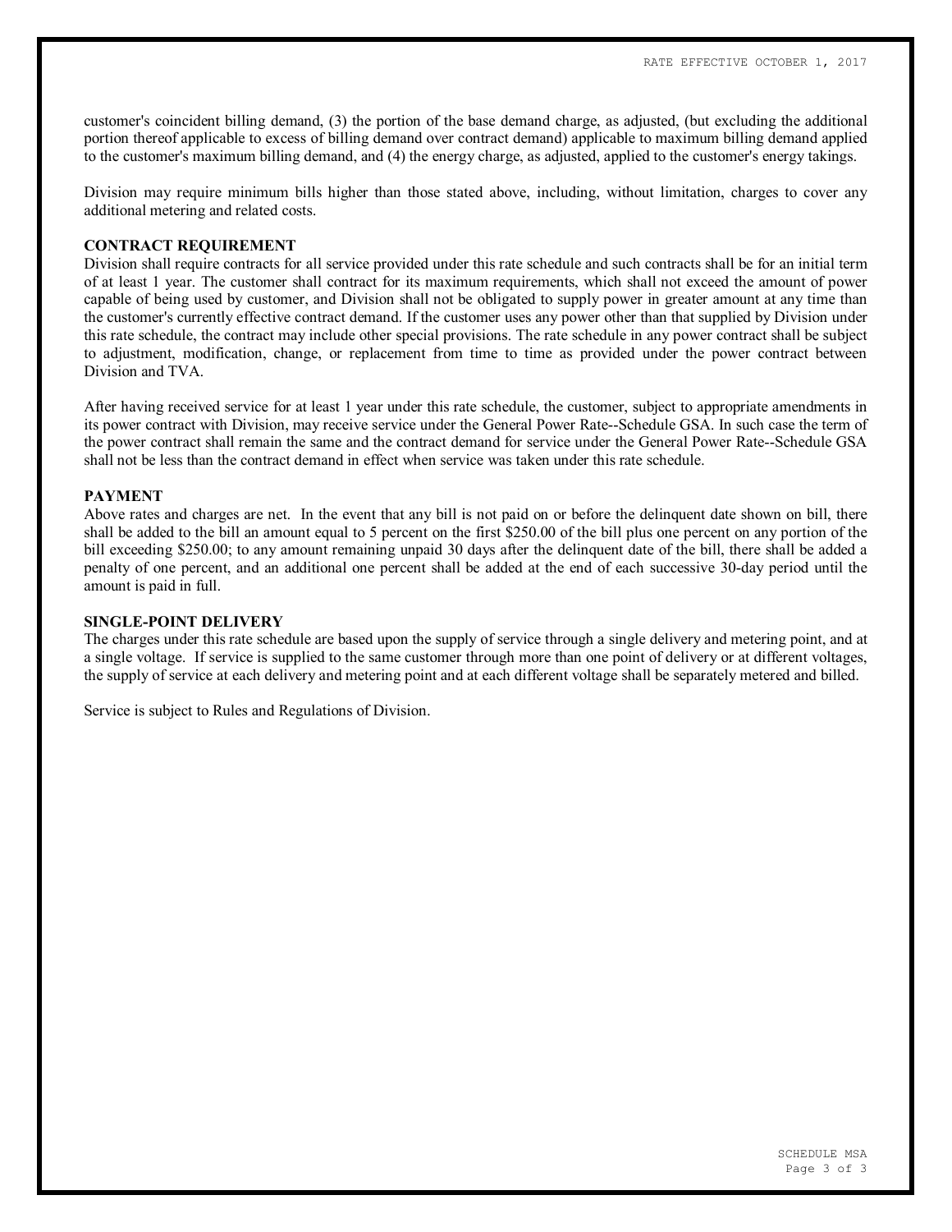customer's coincident billing demand, (3) the portion of the base demand charge, as adjusted, (but excluding the additional portion thereof applicable to excess of billing demand over contract demand) applicable to maximum billing demand applied to the customer's maximum billing demand, and (4) the energy charge, as adjusted, applied to the customer's energy takings.

Division may require minimum bills higher than those stated above, including, without limitation, charges to cover any additional metering and related costs.

**CONTRACT REQUIREMENT**

Division shall require contracts for all service provided under this rate schedule and such contracts shall be for an initial term of at least 1 year. The customer shall contract for its maximum requirements, which shall not exceed the amount of power capable of being used by customer, and Division shall not be obligated to supply power in greater amount at any time than the customer's currently effective contract demand. If the customer uses any power other than that supplied by Division under this rate schedule, the contract may include other special provisions. The rate schedule in any power contract shall be subject to adjustment, modification, change, or replacement from time to time as provided under the power contract between Division and TVA.

After having received service for at least 1 year under this rate schedule, the customer, subject to appropriate amendments in its power contract with Division, may receive service under the General Power Rate--Schedule GSA. In such case the term of the power contract shall remain the same and the contract demand for service under the General Power Rate--Schedule GSA shall not be less than the contract demand in effect when service was taken under this rate schedule.

**PAYMENT**

Above rates and charges are net. In the event that any bill is not paid on or before the delinquent date shown on bill, there shall be added to the bill an amount equal to 5 percent on the first $250.00 of the bill plus one percent on any portion of the bill exceeding $250.00; to any amount remaining unpaid 30 days after the delinquent date of the bill, there shall be added a penalty of one percent, and an additional one percent shall be added at the end of each successive 30-day period until the amount is paid in full.

**SINGLE-POINT DELIVERY**

The charges under this rate schedule are based upon the supply of service through a single delivery and metering point, and at a single voltage. If service is supplied to the same customer through more than one point of delivery or at different voltages, the supply of service at each delivery and metering point and at each different voltage shall be separately metered and billed.

Service is subject to Rules and Regulations of Division.